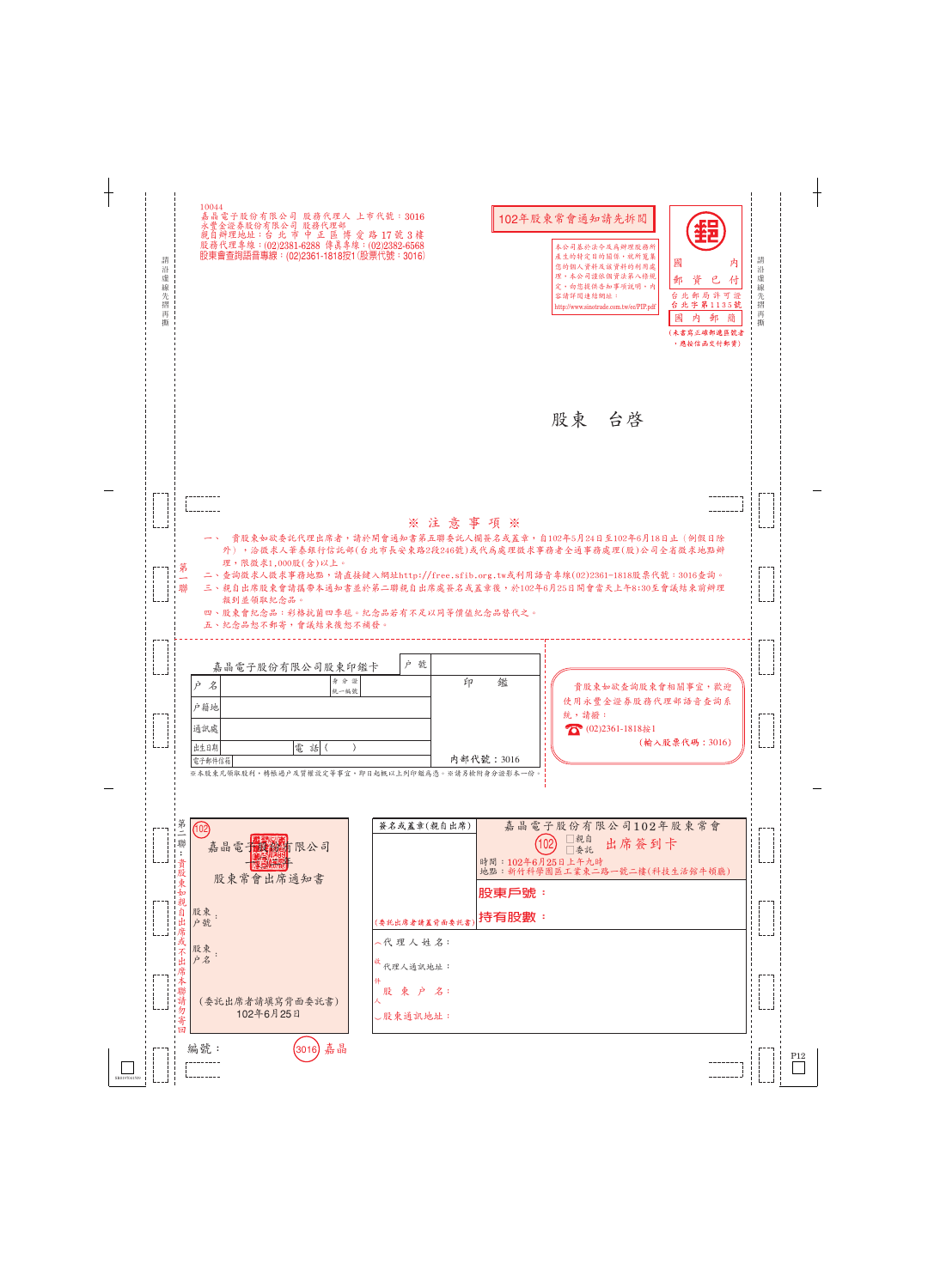10044
嘉晶電子股份有限公司 股務代理人 上市代號：3016
永豐金證券股份有限公司 股務代理部
親自辦理地址：台 北 市 中 正 區 博 愛 路 17 號 3 樓
股務代理專線：(02)2381-6288 傳真專線：(02)2382-6568
股東會查詢語音專線：(02)2361-1818按1(股票代號：3016)

**102年股東常會通知請先拆閱**

本公司基於法令及為辦理股務所產生的特定目的關係，就所蒐集您的個人資料及該資料的利用處理，本公司謹依個資法第八條規定，向您提供告知事項說明，內容請詳閱連結網址：
http://www.sinotrade.com.tw/ec/PIP.pdf

國內郵資已付
台北郵局許可證
台北字第1135號
國內郵簡
(未書寫三碼郵遞區號者，應按信函交付郵費)

請沿虛線先撕再撕

股東　台啟

## ※注意事項※

一、貴股東如欲委託代理出席者，請於開會通知書第五聯委託人欄簽名或蓋章，自102年5月24日至102年6月18日止（例假日除外），治徵求人華泰銀行信託部(台北市長安東路2段246號)或代為處理徵求事務者全通事務處理(股)公司全省徵求地點辦理，限徵求1,000股(含)以上。

二、查詢徵求人徵求事務地點，請直接鍵入網址http://free.sfib.org.tw或利用語音專線(02)2361-1818股票代號：3016查詢。

三、親自出席股東會請攜帶本通知書並於第二聯親自出席處簽名或蓋章後，於102年6月25日開會當天上午8:30至會議結束前辦理報到並領取紀念品。

四、股東會紀念品：彩格抗菌四季毯。紀念品若有不足以同等價值紀念品替代之。

五、紀念品恕不郵寄，會議結束後恕不補發。

第一聯

**嘉晶電子股份有限公司股東印鑑卡**

| 戶號 | | 印鑑 |
|---|---|---|
| 戶名 | 身分證統一編號 | |
| 戶籍地 | | |
| 通訊處 | | |
| 出生日期 | 電話 ( ) | |
| 電子郵件信箱 | | 內部代號：3016 |

※本股東凡領取股利，轉帳過戶及質權設定等事宜，印鑑以上列印鑑為憑。※請另檢附身分證影本一份。

貴股東如欲查詢股東會相關事宜，歡迎使用永豐金證券股務代理部語音查詢系統，請撥：
☎ (02)2361-1818按1
(輸入股票代碼：3016)

第二聯：貴股東如親自出席或不出席本聯請勿寄回

(102)
**嘉晶電子股份有限公司**
**股東常會出席通知書**

股東戶號：
股東戶名：

(委託出席者請填寫背面委託書)
102年6月25日

編號：　(3016) 嘉晶

簽名或蓋章(親自出席)

(委託出席者請蓋背面委託書)

**嘉晶電子股份有限公司102年股東常會**
(102) □親自 □委託 **出席簽到卡**
時間：102年6月25日上午九時
地點：新竹科學園區工業東二路一號二樓(科技生活館牛頓廳)

**股東戶號：**

**持有股數：**

(收件人)
代理人姓名：
代理人通訊地址：
股東戶名：
股東通訊地址：

P12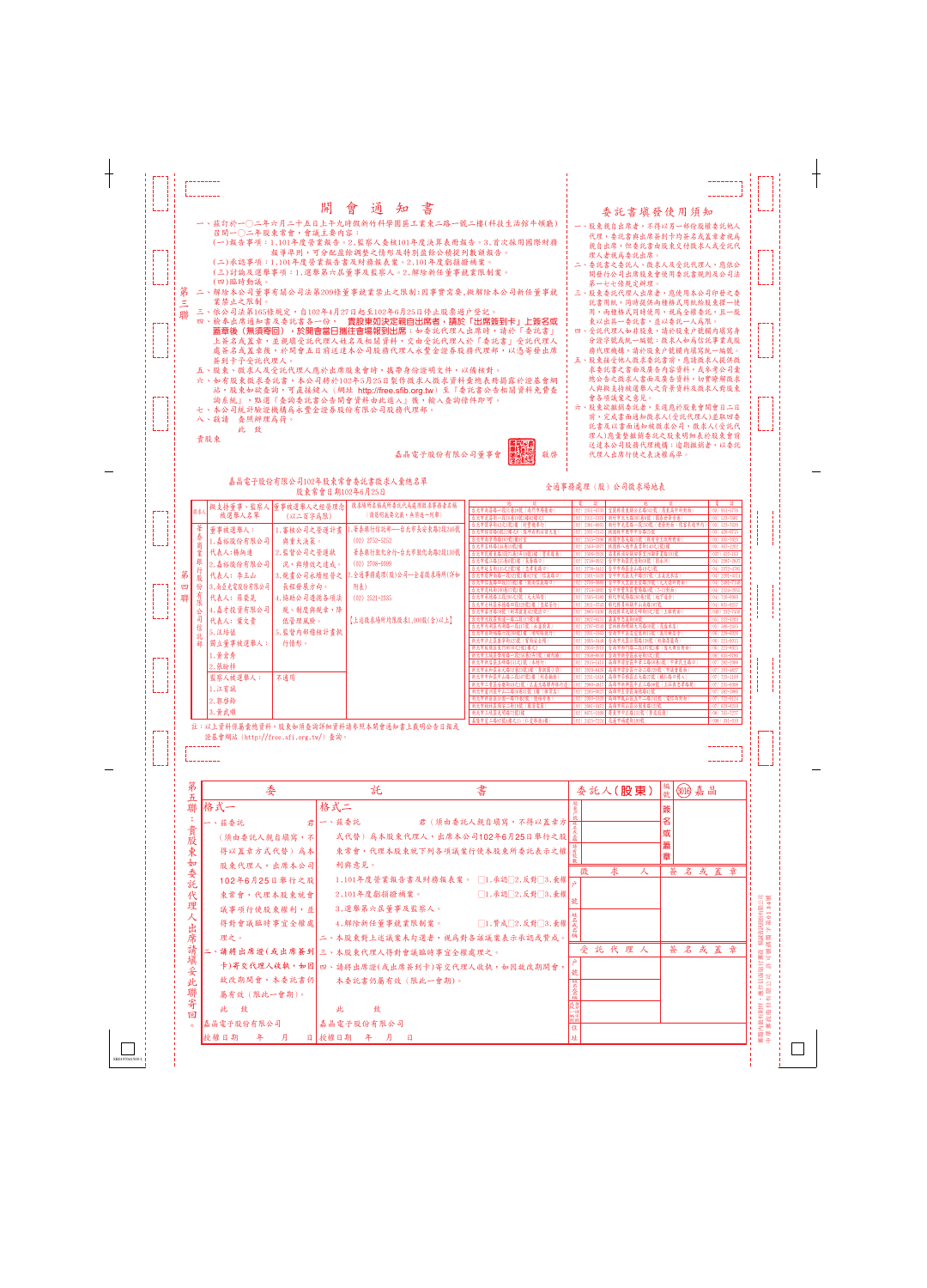# 開 會 通 知 書

一、茲訂於一○二年六月二十五日上午九時假新竹科學園區工業東二路一號二樓(科技生活館卡頓廳)召開一○二年股東常會，會議主要內容：
　(一)報告事項：1.101年度營業報告。2.監察人查核101年度決算表冊報告。3.首次採用國際財務報導準則，可分配盈餘調整之情形及特別盈餘公積提列數額報告。
　(二)承認事項：1.101年度營業報告書及財務報表案。2.101年度虧損撥補案。
　(三)討論及選舉事項：1.選舉第六屆董事及監察人。2.解除新任董事競業限制案。
　(四)臨時動議。

二、解除本公司董事有關公司法第209條董事競業禁止之限制：因事實需要，擬解除本公司新任董事競業禁止之限制。

三、依公司法第165條規定，自102年4月27日起至102年6月25日停止股票過戶登記。

四、檢奉出席通知書及委託書各一份。 **貴股東如決定親自出席者，請於「出席簽到卡」上簽名或蓋章後（無須寄回），於開會當日攜往會場報到出席；** 如委託代理人出席時，請於「委託書」上簽名或蓋章，並親填受託代理人姓名及相關資料，交由委託代理人於「委託書」受託代理人處簽名或蓋章後，於開會五日前送達本公司股務代理機構永豐金證券股務代理部，以憑寄發出席簽到卡予受託代理人。

五、股東、股東之代理人或受託代理人出席股東會時，攜帶身份證明文件，以備核對。

六、如有股東徵求委託書，本公司將於102年5月25日製作徵求人徵求資料彙總表冊揭露於證基會網站，股東如欲查詢，可直接鍵入（網址 http://free.sfib.org.tw）至「委託書公告相關資料免費查詢系統」，點選「查詢委託書公告開會資料由此進入」後，輸入查詢條件即可。

七、本公司統計驗證機構為永豐金證券股份有限公司股務代理部。

八、敬請　查照辦理為荷。

此　致

貴股東

嘉晶電子股份有限公司董事會　敬啓

---

# 委託書填發使用須知

一、股東親自出席者，不得以另一部份股權委託他人代理，委託書由出席者到予均簽名或蓋章者視為親自出席，但委託書由股東交付徵求人或受託代理人者視為委託出席。

二、委託書之委託人、徵求人及受託代理人，應依公開發行公司出席股東會使用委託書規則及公司法第一七七條規定辦理。

三、股東委託代理人出席者，應使用本公司印發之委託書用紙，同時提供兩種格式用紙給股東擇一使用，兩種格式同時使用，視為全權委託，且一股東以出具一委託書，並以委託一人為限。

四、受託代理人如非股東，請於股東戶號欄內填寫身分證字號或統一編號；徵求人如為信託事業或股務代理機構，請於股東戶號欄內填寫統一編號。

五、股東擬委他人徵求委託書，應請徵求人提供徵求委託書之書面及廣告內容資料，或參考公司彙總公告之徵求人書面及廣告資料，切實瞭解徵求人與擬支持被選舉人之背景資料及徵求人對股東會各項議案之意見。

六、股東欲撤銷委託者，至遲應於股東會開會日二日前，完成書面通知徵求人（受託代理人）並取回委託書及以書面通知被徵求公司，徵求人（受託代理人）應憑登撤銷委託之股東明細表於股東會前送達本公司股務代理機構；逾期撤銷者，以委託代理人出席行使之表決權為準。

---

嘉晶電子股份有限公司102年股東常會委託書徵求人彙總名單

股東會日期102年6月25日

| 徵求人 | 擬支持董事、監察人被選舉人名單 | 董事被選舉人之經營理念（以二百字為限） | 徵求場所名稱及委託代為處理徵求事務者名稱（請依順序填寫並觀，無得通一間期） |
|---|---|---|---|
| 董事會 漢磊投資控股股份有限公司 代表人：蘇慶正 / 營業 / 兼行 / 有限公司 / 漢磊科技股份有限公司 | 董事被選舉人：<br>1.嘉裕投資有限公司<br>代表人：楊尚達<br>2.嘉裕投資有限公司<br>代表人：李王山<br>3.漢磊光電投資有限公司<br>代表人：蔡晏晃<br>4.嘉才投資有限公司<br>代表人：葉文貴<br>5.汪培鑑<br>獨立董事被選舉人：<br>1.黃宗秀<br>2.張銘祥 | 1.審核公司之營運計畫與重大決策。<br>2.監督公司之營運狀況，與維護之建議。<br>3.規畫公司永續經營之長程發展方向。<br>4.協助公司遵循各項法規，制度與規章，降低營運風險。<br>5.監督內部稽核計畫執行情形。 | 1.漢磊投資控股股份有限公司（02）2752-5252<br>漢磊投資控股股份有限公司（02）2788-4899<br>2.全通事務處理（股）公司－全省徵求場所(詳如附表)<br>（02）2521-2235<br>【上述徵求場所均徵收委託1,000股(含)以上】 |
| | 監察人被選舉人：<br>1.江寶誠<br>2.郭啓鈞<br>3.黃武順 | 不適用 | |

註：以上資料係彙總摘錄，股東如須查詢詳細資料請參照本開會通知書上載明公告自徵求證基會網站（http://free.sfi.org.tw/）查詢。

全通事務處理（股）公司徵求場地表

---

# 委　託　書

**格式一**

一、茲委託＿＿＿＿＿＿＿＿君（須由委託人親自填寫，不得以蓋章方式代替）為本股東代理人，出席本公司102年6月25日舉行之股東常會，代理本股東就會議事項行使股東權利，並得對會議臨時事宜全權處理之。

二、請將出席證（或出席簽到卡）寄交代理人收執，如因故改期開會，本委託書仍屬有效（限此一會期）。

此　致

嘉晶電子股份有限公司

授權日期　　年　　月　　日

**格式二**

一、茲委託＿＿＿＿＿＿＿＿君（須由委託人親自填寫，不得以蓋章方式代替）為本股東代理人，出席本公司102年6月25日舉行之股東常會，代理本股東就下列各項議案行使本股東所委託表示之權利與意見。

1.101年度營業報告書及財務報表案。 □1.承認□2.反對□3.棄權

2.101年度虧損撥補案。 □1.承認□2.反對□3.棄權

3.選舉第六屆董事及監察人。

4.解除新任董事競業限制案。 □1.贊成□2.反對□3.棄權

二、本股東對上述議案未勾選者，視為對各該議案表示承認或贊成。

三、本股東代理人得對會議臨時事宜全權處理之。

四、請將出席證(或出席簽到卡)寄交代理人收執，如因故改期開會，本委託書仍屬有效（限此一會期）。

此　致

嘉晶電子股份有限公司

授權日期　　年　　月　　日

**委託人（股東）**　編號　3016　嘉晶

簽名或蓋章

| 徵求人 | 簽名或蓋章 |
|---|---|
| 戶號 | |
| 股東姓名或名稱 | |

| 受託代理人 | 簽名或蓋章 |
|---|---|
| 戶號 | |
| 股東姓名或名稱 | |
| 身分證統一編號 | |
| 住址 | |